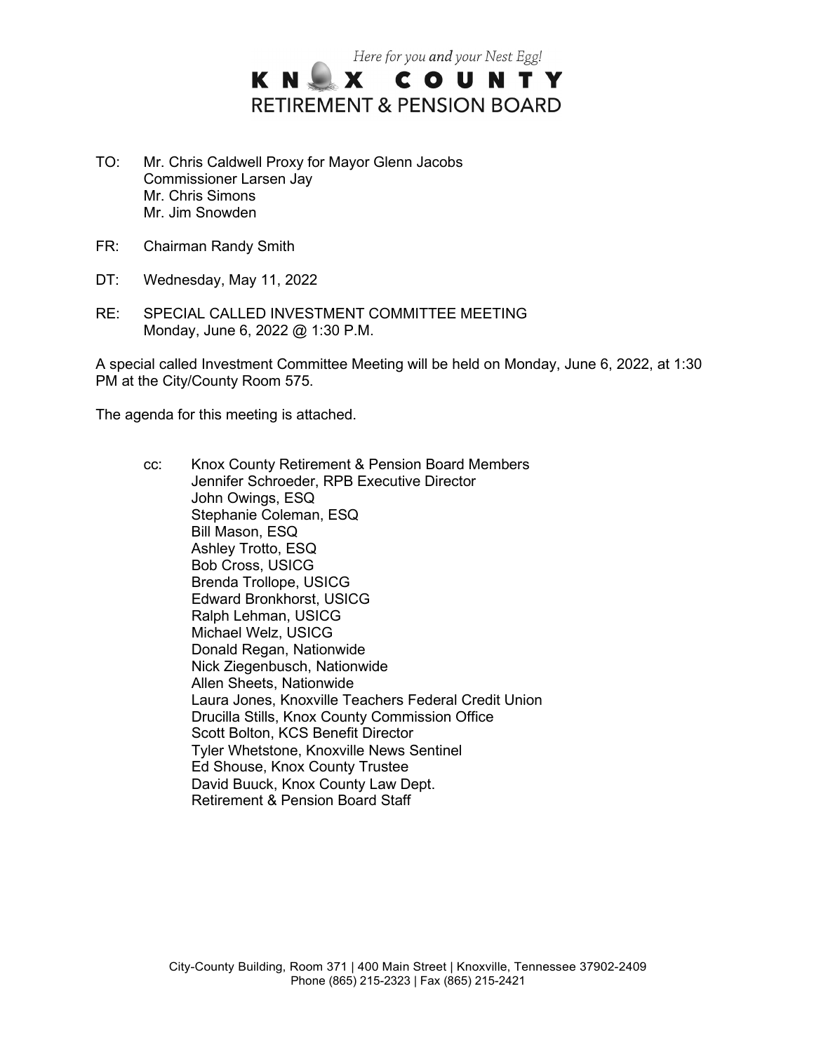*Here for you **and** your Nest Egg!*

# KNOX COUNTY
## RETIREMENT & PENSION BOARD

TO: Mr. Chris Caldwell Proxy for Mayor Glenn Jacobs
Commissioner Larsen Jay
Mr. Chris Simons
Mr. Jim Snowden

FR: Chairman Randy Smith

DT: Wednesday, May 11, 2022

RE: SPECIAL CALLED INVESTMENT COMMITTEE MEETING
Monday, June 6, 2022 @ 1:30 P.M.

A special called Investment Committee Meeting will be held on Monday, June 6, 2022, at 1:30 PM at the City/County Room 575.

The agenda for this meeting is attached.

cc: Knox County Retirement & Pension Board Members
Jennifer Schroeder, RPB Executive Director
John Owings, ESQ
Stephanie Coleman, ESQ
Bill Mason, ESQ
Ashley Trotto, ESQ
Bob Cross, USICG
Brenda Trollope, USICG
Edward Bronkhorst, USICG
Ralph Lehman, USICG
Michael Welz, USICG
Donald Regan, Nationwide
Nick Ziegenbusch, Nationwide
Allen Sheets, Nationwide
Laura Jones, Knoxville Teachers Federal Credit Union
Drucilla Stills, Knox County Commission Office
Scott Bolton, KCS Benefit Director
Tyler Whetstone, Knoxville News Sentinel
Ed Shouse, Knox County Trustee
David Buuck, Knox County Law Dept.
Retirement & Pension Board Staff

City-County Building, Room 371 | 400 Main Street | Knoxville, Tennessee 37902-2409
Phone (865) 215-2323 | Fax (865) 215-2421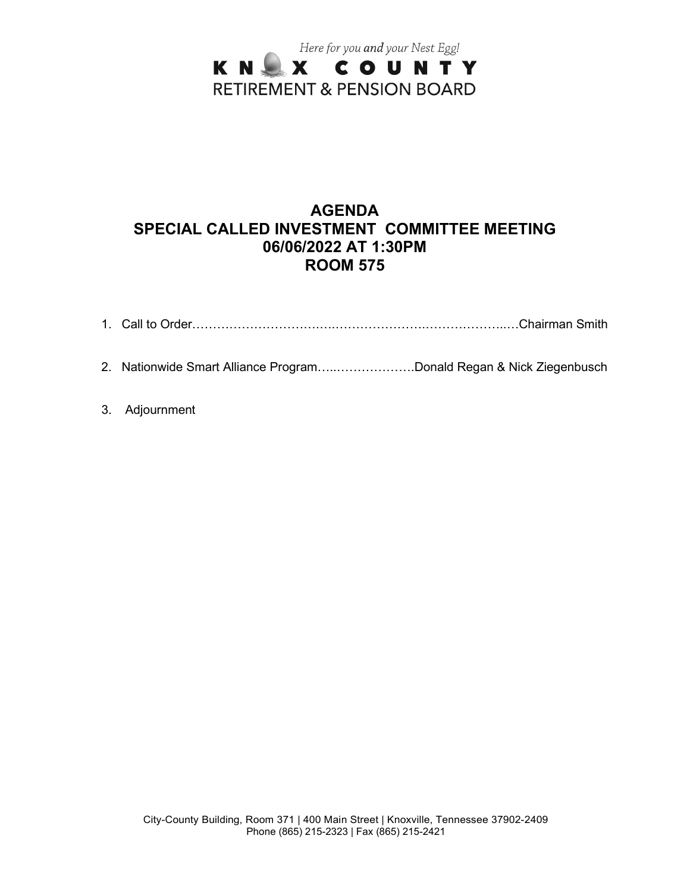Here for you **and** your Nest Egg!

**KNOX COUNTY**

RETIREMENT & PENSION BOARD

# AGENDA
# SPECIAL CALLED INVESTMENT COMMITTEE MEETING
# 06/06/2022 AT 1:30PM
# ROOM 575

1. Call to Order……………………………………………………………………Chairman Smith

2. Nationwide Smart Alliance Program…..……………….Donald Regan & Nick Ziegenbusch

3. Adjournment

City-County Building, Room 371 | 400 Main Street | Knoxville, Tennessee 37902-2409
Phone (865) 215-2323 | Fax (865) 215-2421